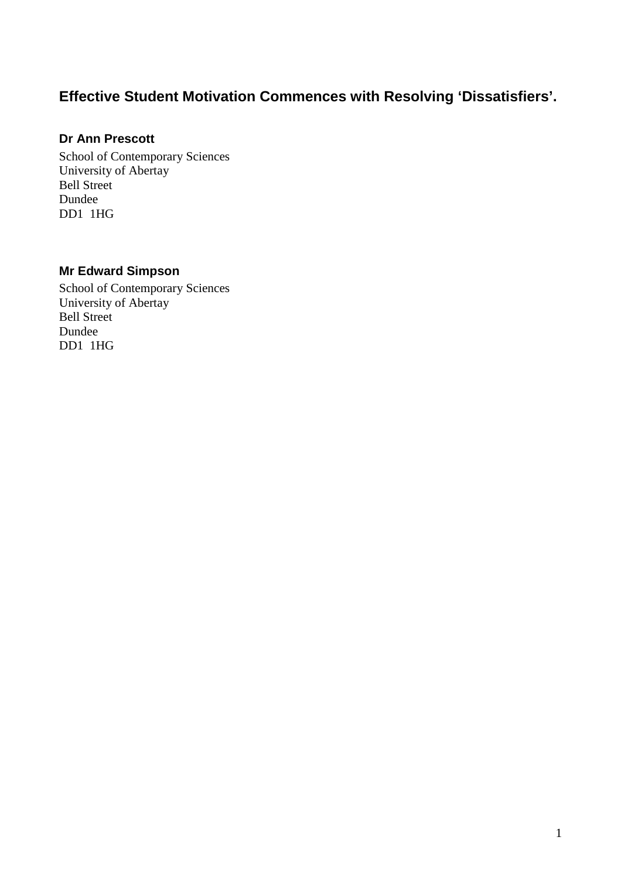# Effective Student Motivation Commences with Resolving 'Dissatisfiers'.

**Dr Ann Prescott**

School of Contemporary Sciences
University of Abertay
Bell Street
Dundee
DD1 1HG

**Mr Edward Simpson**

School of Contemporary Sciences
University of Abertay
Bell Street
Dundee
DD1 1HG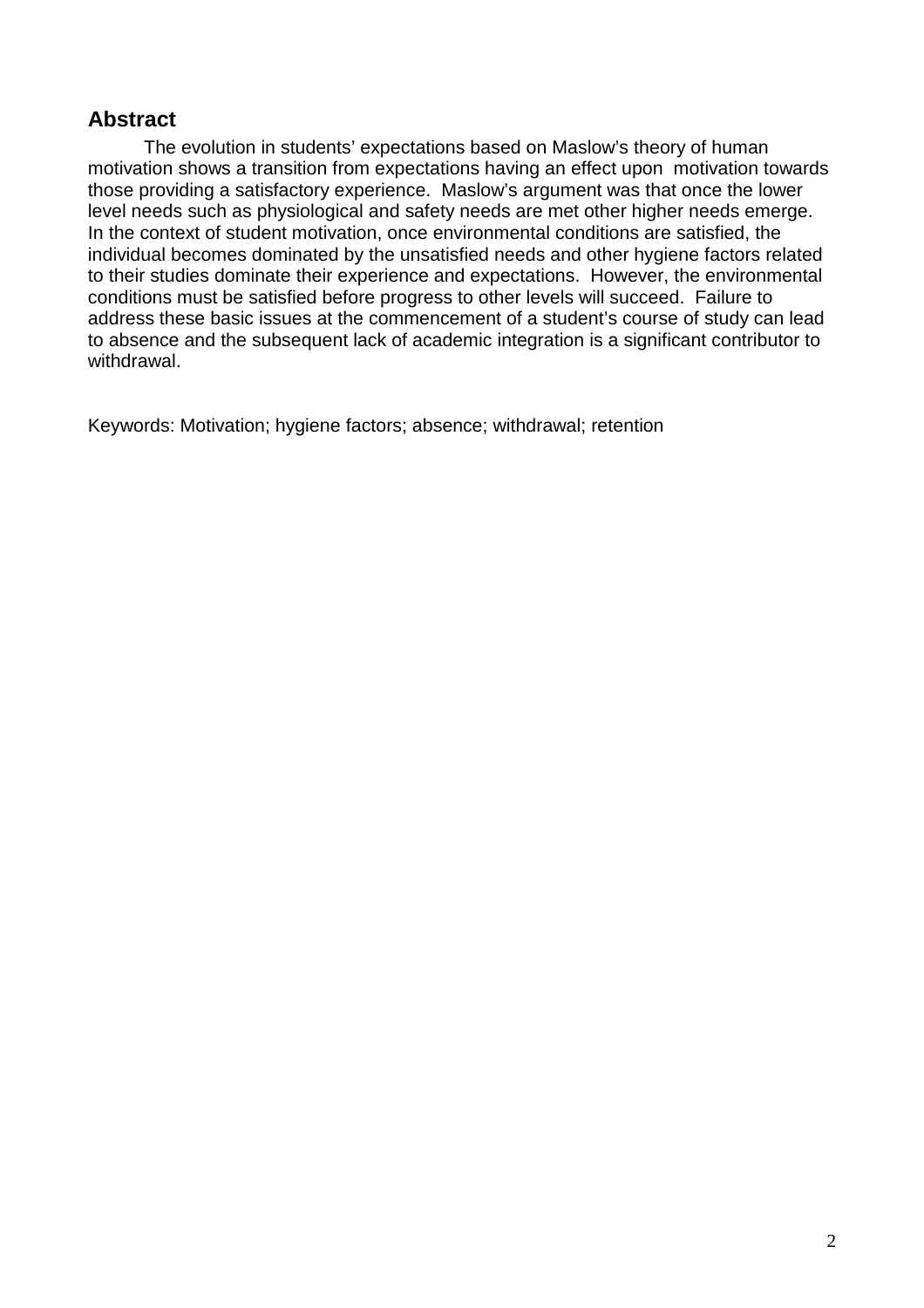## Abstract

The evolution in students' expectations based on Maslow's theory of human motivation shows a transition from expectations having an effect upon motivation towards those providing a satisfactory experience. Maslow's argument was that once the lower level needs such as physiological and safety needs are met other higher needs emerge. In the context of student motivation, once environmental conditions are satisfied, the individual becomes dominated by the unsatisfied needs and other hygiene factors related to their studies dominate their experience and expectations. However, the environmental conditions must be satisfied before progress to other levels will succeed. Failure to address these basic issues at the commencement of a student's course of study can lead to absence and the subsequent lack of academic integration is a significant contributor to withdrawal.

Keywords: Motivation; hygiene factors; absence; withdrawal; retention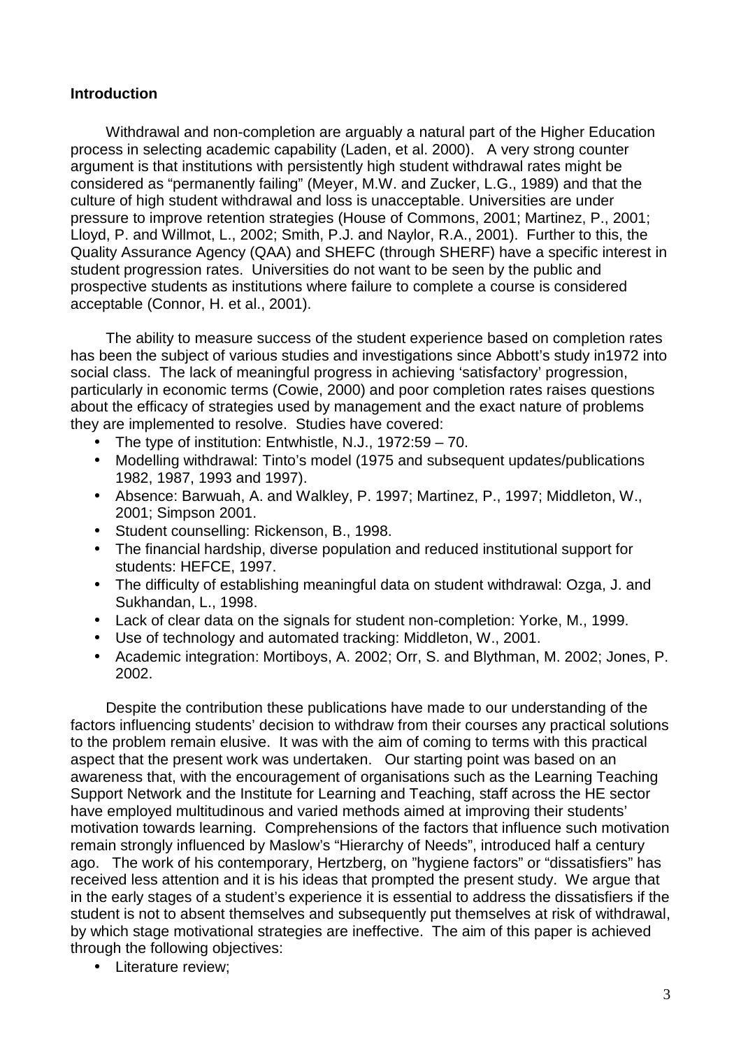## Introduction

Withdrawal and non-completion are arguably a natural part of the Higher Education process in selecting academic capability (Laden, et al. 2000). A very strong counter argument is that institutions with persistently high student withdrawal rates might be considered as "permanently failing" (Meyer, M.W. and Zucker, L.G., 1989) and that the culture of high student withdrawal and loss is unacceptable. Universities are under pressure to improve retention strategies (House of Commons, 2001; Martinez, P., 2001; Lloyd, P. and Willmot, L., 2002; Smith, P.J. and Naylor, R.A., 2001). Further to this, the Quality Assurance Agency (QAA) and SHEFC (through SHERF) have a specific interest in student progression rates. Universities do not want to be seen by the public and prospective students as institutions where failure to complete a course is considered acceptable (Connor, H. et al., 2001).

The ability to measure success of the student experience based on completion rates has been the subject of various studies and investigations since Abbott's study in1972 into social class. The lack of meaningful progress in achieving 'satisfactory' progression, particularly in economic terms (Cowie, 2000) and poor completion rates raises questions about the efficacy of strategies used by management and the exact nature of problems they are implemented to resolve. Studies have covered:

- The type of institution: Entwhistle, N.J., 1972:59 – 70.
- Modelling withdrawal: Tinto's model (1975 and subsequent updates/publications 1982, 1987, 1993 and 1997).
- Absence: Barwuah, A. and Walkley, P. 1997; Martinez, P., 1997; Middleton, W., 2001; Simpson 2001.
- Student counselling: Rickenson, B., 1998.
- The financial hardship, diverse population and reduced institutional support for students: HEFCE, 1997.
- The difficulty of establishing meaningful data on student withdrawal: Ozga, J. and Sukhandan, L., 1998.
- Lack of clear data on the signals for student non-completion: Yorke, M., 1999.
- Use of technology and automated tracking: Middleton, W., 2001.
- Academic integration: Mortiboys, A. 2002; Orr, S. and Blythman, M. 2002; Jones, P. 2002.

Despite the contribution these publications have made to our understanding of the factors influencing students' decision to withdraw from their courses any practical solutions to the problem remain elusive. It was with the aim of coming to terms with this practical aspect that the present work was undertaken. Our starting point was based on an awareness that, with the encouragement of organisations such as the Learning Teaching Support Network and the Institute for Learning and Teaching, staff across the HE sector have employed multitudinous and varied methods aimed at improving their students' motivation towards learning. Comprehensions of the factors that influence such motivation remain strongly influenced by Maslow's "Hierarchy of Needs", introduced half a century ago. The work of his contemporary, Hertzberg, on "hygiene factors" or "dissatisfiers" has received less attention and it is his ideas that prompted the present study. We argue that in the early stages of a student's experience it is essential to address the dissatisfiers if the student is not to absent themselves and subsequently put themselves at risk of withdrawal, by which stage motivational strategies are ineffective. The aim of this paper is achieved through the following objectives:

- Literature review;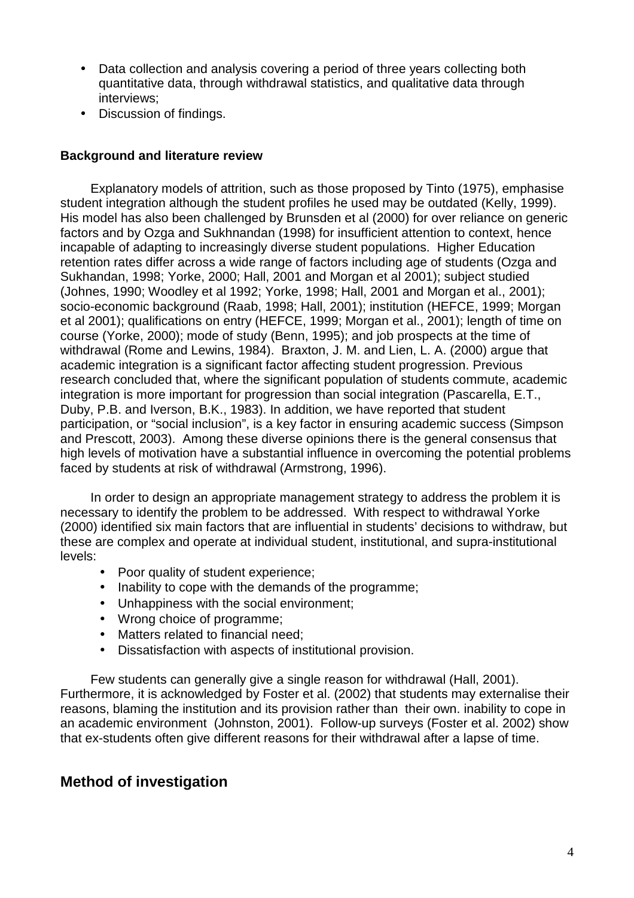- Data collection and analysis covering a period of three years collecting both quantitative data, through withdrawal statistics, and qualitative data through interviews;
- Discussion of findings.

**Background and literature review**

Explanatory models of attrition, such as those proposed by Tinto (1975), emphasise student integration although the student profiles he used may be outdated (Kelly, 1999). His model has also been challenged by Brunsden et al (2000) for over reliance on generic factors and by Ozga and Sukhnandan (1998) for insufficient attention to context, hence incapable of adapting to increasingly diverse student populations. Higher Education retention rates differ across a wide range of factors including age of students (Ozga and Sukhandan, 1998; Yorke, 2000; Hall, 2001 and Morgan et al 2001); subject studied (Johnes, 1990; Woodley et al 1992; Yorke, 1998; Hall, 2001 and Morgan et al., 2001); socio-economic background (Raab, 1998; Hall, 2001); institution (HEFCE, 1999; Morgan et al 2001); qualifications on entry (HEFCE, 1999; Morgan et al., 2001); length of time on course (Yorke, 2000); mode of study (Benn, 1995); and job prospects at the time of withdrawal (Rome and Lewins, 1984). Braxton, J. M. and Lien, L. A. (2000) argue that academic integration is a significant factor affecting student progression. Previous research concluded that, where the significant population of students commute, academic integration is more important for progression than social integration (Pascarella, E.T., Duby, P.B. and Iverson, B.K., 1983). In addition, we have reported that student participation, or "social inclusion", is a key factor in ensuring academic success (Simpson and Prescott, 2003). Among these diverse opinions there is the general consensus that high levels of motivation have a substantial influence in overcoming the potential problems faced by students at risk of withdrawal (Armstrong, 1996).

In order to design an appropriate management strategy to address the problem it is necessary to identify the problem to be addressed. With respect to withdrawal Yorke (2000) identified six main factors that are influential in students' decisions to withdraw, but these are complex and operate at individual student, institutional, and supra-institutional levels:

- Poor quality of student experience;
- Inability to cope with the demands of the programme;
- Unhappiness with the social environment;
- Wrong choice of programme;
- Matters related to financial need;
- Dissatisfaction with aspects of institutional provision.

Few students can generally give a single reason for withdrawal (Hall, 2001). Furthermore, it is acknowledged by Foster et al. (2002) that students may externalise their reasons, blaming the institution and its provision rather than their own. inability to cope in an academic environment (Johnston, 2001). Follow-up surveys (Foster et al. 2002) show that ex-students often give different reasons for their withdrawal after a lapse of time.

## Method of investigation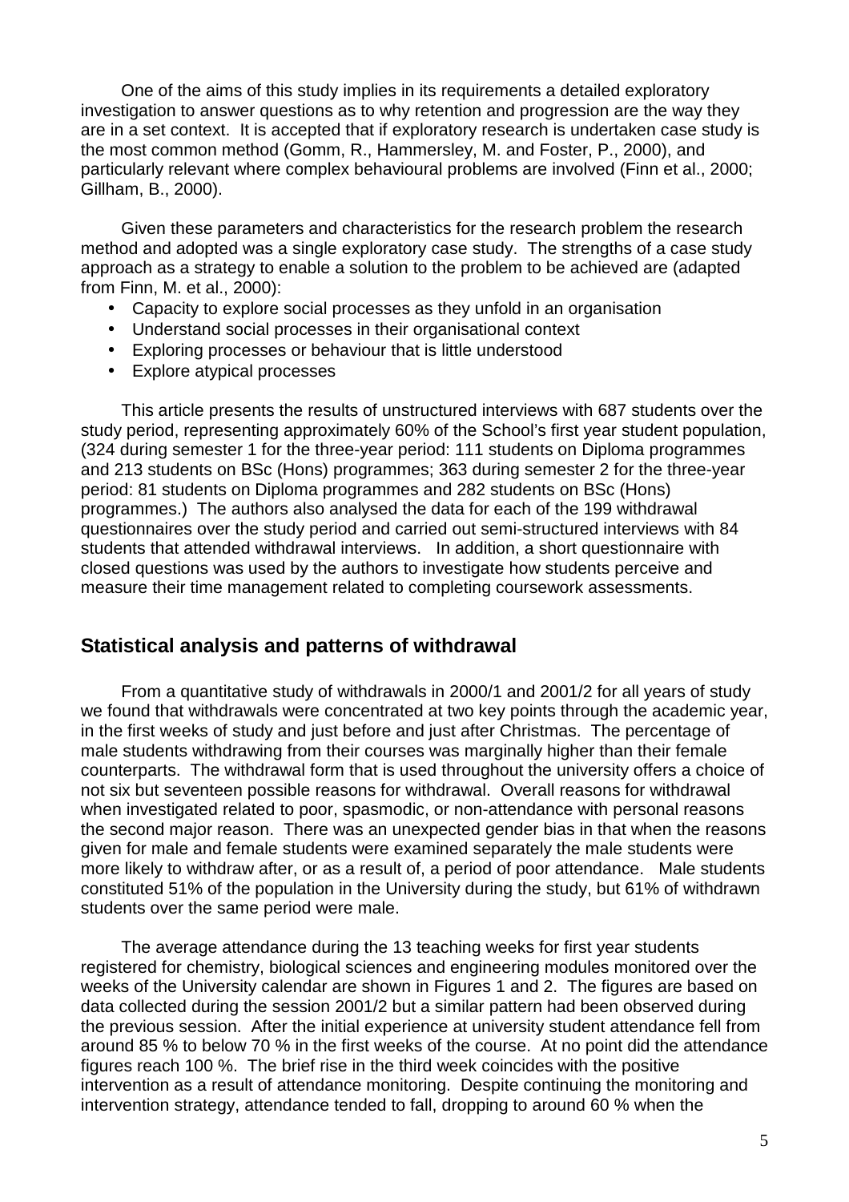One of the aims of this study implies in its requirements a detailed exploratory investigation to answer questions as to why retention and progression are the way they are in a set context. It is accepted that if exploratory research is undertaken case study is the most common method (Gomm, R., Hammersley, M. and Foster, P., 2000), and particularly relevant where complex behavioural problems are involved (Finn et al., 2000; Gillham, B., 2000).

Given these parameters and characteristics for the research problem the research method and adopted was a single exploratory case study. The strengths of a case study approach as a strategy to enable a solution to the problem to be achieved are (adapted from Finn, M. et al., 2000):

- Capacity to explore social processes as they unfold in an organisation
- Understand social processes in their organisational context
- Exploring processes or behaviour that is little understood
- Explore atypical processes

This article presents the results of unstructured interviews with 687 students over the study period, representing approximately 60% of the School's first year student population, (324 during semester 1 for the three-year period: 111 students on Diploma programmes and 213 students on BSc (Hons) programmes; 363 during semester 2 for the three-year period: 81 students on Diploma programmes and 282 students on BSc (Hons) programmes.) The authors also analysed the data for each of the 199 withdrawal questionnaires over the study period and carried out semi-structured interviews with 84 students that attended withdrawal interviews. In addition, a short questionnaire with closed questions was used by the authors to investigate how students perceive and measure their time management related to completing coursework assessments.

## Statistical analysis and patterns of withdrawal

From a quantitative study of withdrawals in 2000/1 and 2001/2 for all years of study we found that withdrawals were concentrated at two key points through the academic year, in the first weeks of study and just before and just after Christmas. The percentage of male students withdrawing from their courses was marginally higher than their female counterparts. The withdrawal form that is used throughout the university offers a choice of not six but seventeen possible reasons for withdrawal. Overall reasons for withdrawal when investigated related to poor, spasmodic, or non-attendance with personal reasons the second major reason. There was an unexpected gender bias in that when the reasons given for male and female students were examined separately the male students were more likely to withdraw after, or as a result of, a period of poor attendance. Male students constituted 51% of the population in the University during the study, but 61% of withdrawn students over the same period were male.

The average attendance during the 13 teaching weeks for first year students registered for chemistry, biological sciences and engineering modules monitored over the weeks of the University calendar are shown in Figures 1 and 2. The figures are based on data collected during the session 2001/2 but a similar pattern had been observed during the previous session. After the initial experience at university student attendance fell from around 85 % to below 70 % in the first weeks of the course. At no point did the attendance figures reach 100 %. The brief rise in the third week coincides with the positive intervention as a result of attendance monitoring. Despite continuing the monitoring and intervention strategy, attendance tended to fall, dropping to around 60 % when the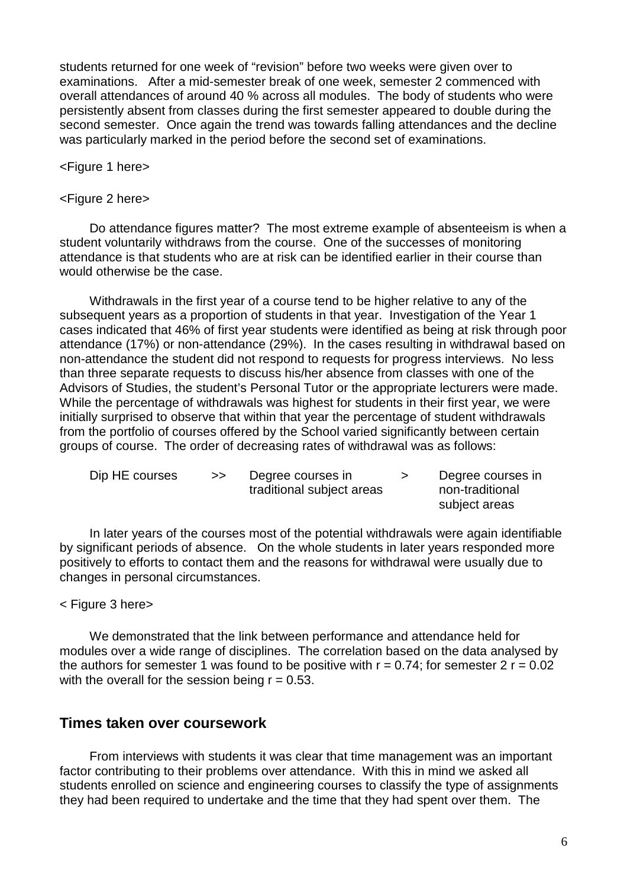students returned for one week of "revision" before two weeks were given over to examinations. After a mid-semester break of one week, semester 2 commenced with overall attendances of around 40 % across all modules. The body of students who were persistently absent from classes during the first semester appeared to double during the second semester. Once again the trend was towards falling attendances and the decline was particularly marked in the period before the second set of examinations.

<Figure 1 here>

<Figure 2 here>

Do attendance figures matter? The most extreme example of absenteeism is when a student voluntarily withdraws from the course. One of the successes of monitoring attendance is that students who are at risk can be identified earlier in their course than would otherwise be the case.

Withdrawals in the first year of a course tend to be higher relative to any of the subsequent years as a proportion of students in that year. Investigation of the Year 1 cases indicated that 46% of first year students were identified as being at risk through poor attendance (17%) or non-attendance (29%). In the cases resulting in withdrawal based on non-attendance the student did not respond to requests for progress interviews. No less than three separate requests to discuss his/her absence from classes with one of the Advisors of Studies, the student's Personal Tutor or the appropriate lecturers were made. While the percentage of withdrawals was highest for students in their first year, we were initially surprised to observe that within that year the percentage of student withdrawals from the portfolio of courses offered by the School varied significantly between certain groups of course. The order of decreasing rates of withdrawal was as follows:

Dip HE courses >> Degree courses in traditional subject areas > Degree courses in non-traditional subject areas

In later years of the courses most of the potential withdrawals were again identifiable by significant periods of absence. On the whole students in later years responded more positively to efforts to contact them and the reasons for withdrawal were usually due to changes in personal circumstances.

< Figure 3 here>

We demonstrated that the link between performance and attendance held for modules over a wide range of disciplines. The correlation based on the data analysed by the authors for semester 1 was found to be positive with $r = 0.74$; for semester 2 $r = 0.02$ with the overall for the session being $r = 0.53$.

## Times taken over coursework

From interviews with students it was clear that time management was an important factor contributing to their problems over attendance. With this in mind we asked all students enrolled on science and engineering courses to classify the type of assignments they had been required to undertake and the time that they had spent over them. The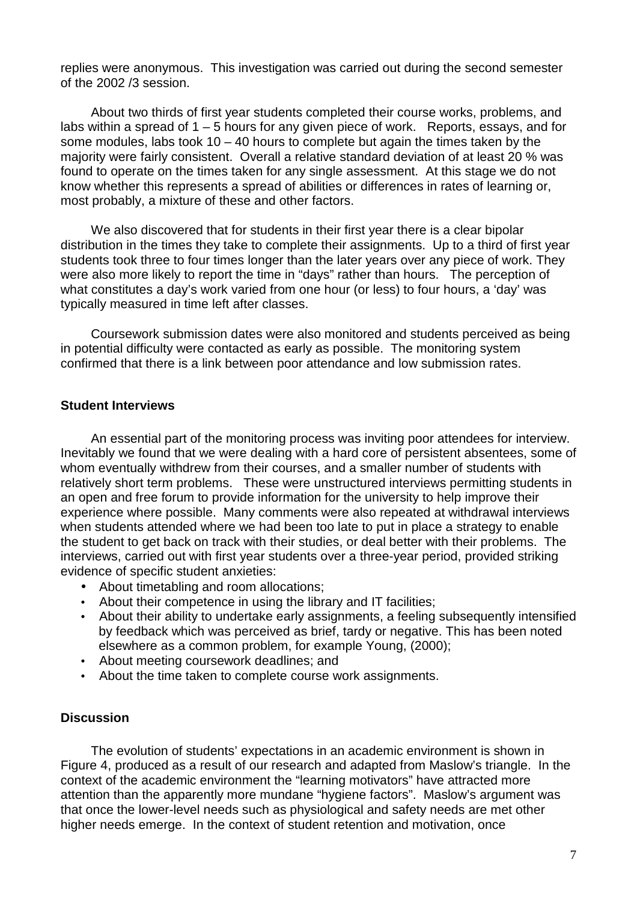replies were anonymous. This investigation was carried out during the second semester of the 2002 /3 session.

About two thirds of first year students completed their course works, problems, and labs within a spread of 1 – 5 hours for any given piece of work. Reports, essays, and for some modules, labs took 10 – 40 hours to complete but again the times taken by the majority were fairly consistent. Overall a relative standard deviation of at least 20 % was found to operate on the times taken for any single assessment. At this stage we do not know whether this represents a spread of abilities or differences in rates of learning or, most probably, a mixture of these and other factors.

We also discovered that for students in their first year there is a clear bipolar distribution in the times they take to complete their assignments. Up to a third of first year students took three to four times longer than the later years over any piece of work. They were also more likely to report the time in "days" rather than hours. The perception of what constitutes a day's work varied from one hour (or less) to four hours, a 'day' was typically measured in time left after classes.

Coursework submission dates were also monitored and students perceived as being in potential difficulty were contacted as early as possible. The monitoring system confirmed that there is a link between poor attendance and low submission rates.

### Student Interviews

An essential part of the monitoring process was inviting poor attendees for interview. Inevitably we found that we were dealing with a hard core of persistent absentees, some of whom eventually withdrew from their courses, and a smaller number of students with relatively short term problems. These were unstructured interviews permitting students in an open and free forum to provide information for the university to help improve their experience where possible. Many comments were also repeated at withdrawal interviews when students attended where we had been too late to put in place a strategy to enable the student to get back on track with their studies, or deal better with their problems. The interviews, carried out with first year students over a three-year period, provided striking evidence of specific student anxieties:

- About timetabling and room allocations;
- About their competence in using the library and IT facilities;
- About their ability to undertake early assignments, a feeling subsequently intensified by feedback which was perceived as brief, tardy or negative. This has been noted elsewhere as a common problem, for example Young, (2000);
- About meeting coursework deadlines; and
- About the time taken to complete course work assignments.

### Discussion

The evolution of students' expectations in an academic environment is shown in Figure 4, produced as a result of our research and adapted from Maslow's triangle. In the context of the academic environment the "learning motivators" have attracted more attention than the apparently more mundane "hygiene factors". Maslow's argument was that once the lower-level needs such as physiological and safety needs are met other higher needs emerge. In the context of student retention and motivation, once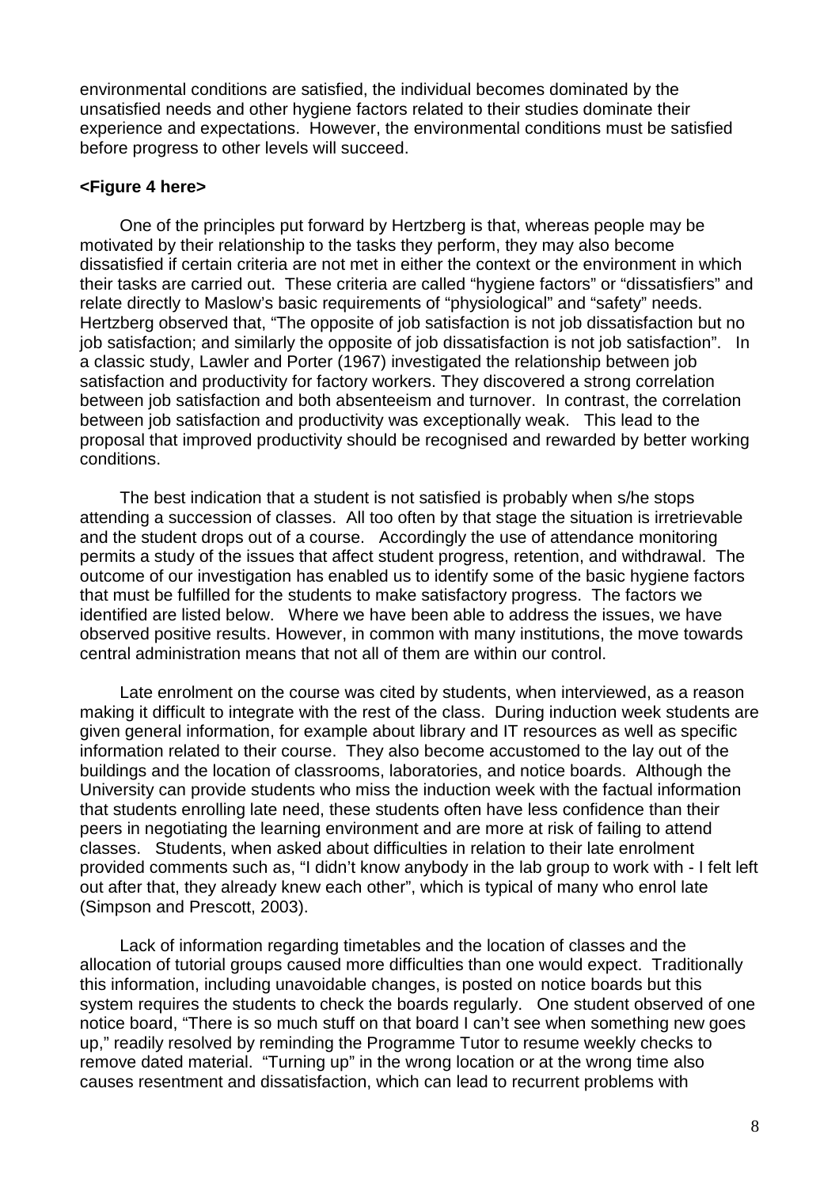environmental conditions are satisfied, the individual becomes dominated by the unsatisfied needs and other hygiene factors related to their studies dominate their experience and expectations. However, the environmental conditions must be satisfied before progress to other levels will succeed.

**<Figure 4 here>**

One of the principles put forward by Hertzberg is that, whereas people may be motivated by their relationship to the tasks they perform, they may also become dissatisfied if certain criteria are not met in either the context or the environment in which their tasks are carried out. These criteria are called "hygiene factors" or "dissatisfiers" and relate directly to Maslow's basic requirements of "physiological" and "safety" needs. Hertzberg observed that, "The opposite of job satisfaction is not job dissatisfaction but no job satisfaction; and similarly the opposite of job dissatisfaction is not job satisfaction". In a classic study, Lawler and Porter (1967) investigated the relationship between job satisfaction and productivity for factory workers. They discovered a strong correlation between job satisfaction and both absenteeism and turnover. In contrast, the correlation between job satisfaction and productivity was exceptionally weak. This lead to the proposal that improved productivity should be recognised and rewarded by better working conditions.

The best indication that a student is not satisfied is probably when s/he stops attending a succession of classes. All too often by that stage the situation is irretrievable and the student drops out of a course. Accordingly the use of attendance monitoring permits a study of the issues that affect student progress, retention, and withdrawal. The outcome of our investigation has enabled us to identify some of the basic hygiene factors that must be fulfilled for the students to make satisfactory progress. The factors we identified are listed below. Where we have been able to address the issues, we have observed positive results. However, in common with many institutions, the move towards central administration means that not all of them are within our control.

Late enrolment on the course was cited by students, when interviewed, as a reason making it difficult to integrate with the rest of the class. During induction week students are given general information, for example about library and IT resources as well as specific information related to their course. They also become accustomed to the lay out of the buildings and the location of classrooms, laboratories, and notice boards. Although the University can provide students who miss the induction week with the factual information that students enrolling late need, these students often have less confidence than their peers in negotiating the learning environment and are more at risk of failing to attend classes. Students, when asked about difficulties in relation to their late enrolment provided comments such as, "I didn't know anybody in the lab group to work with - I felt left out after that, they already knew each other", which is typical of many who enrol late (Simpson and Prescott, 2003).

Lack of information regarding timetables and the location of classes and the allocation of tutorial groups caused more difficulties than one would expect. Traditionally this information, including unavoidable changes, is posted on notice boards but this system requires the students to check the boards regularly. One student observed of one notice board, "There is so much stuff on that board I can't see when something new goes up," readily resolved by reminding the Programme Tutor to resume weekly checks to remove dated material. "Turning up" in the wrong location or at the wrong time also causes resentment and dissatisfaction, which can lead to recurrent problems with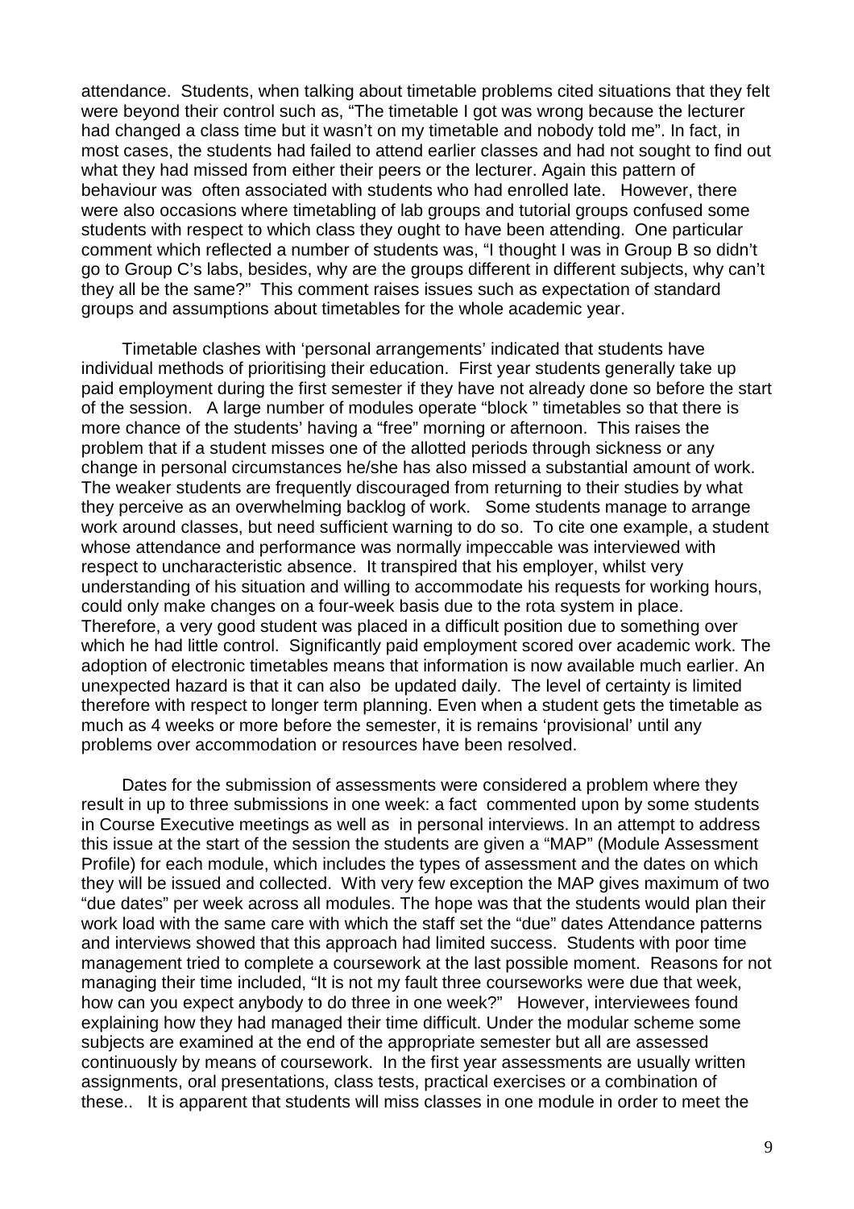attendance. Students, when talking about timetable problems cited situations that they felt were beyond their control such as, "The timetable I got was wrong because the lecturer had changed a class time but it wasn't on my timetable and nobody told me". In fact, in most cases, the students had failed to attend earlier classes and had not sought to find out what they had missed from either their peers or the lecturer. Again this pattern of behaviour was often associated with students who had enrolled late. However, there were also occasions where timetabling of lab groups and tutorial groups confused some students with respect to which class they ought to have been attending. One particular comment which reflected a number of students was, "I thought I was in Group B so didn't go to Group C's labs, besides, why are the groups different in different subjects, why can't they all be the same?" This comment raises issues such as expectation of standard groups and assumptions about timetables for the whole academic year.

Timetable clashes with 'personal arrangements' indicated that students have individual methods of prioritising their education. First year students generally take up paid employment during the first semester if they have not already done so before the start of the session. A large number of modules operate "block " timetables so that there is more chance of the students' having a "free" morning or afternoon. This raises the problem that if a student misses one of the allotted periods through sickness or any change in personal circumstances he/she has also missed a substantial amount of work. The weaker students are frequently discouraged from returning to their studies by what they perceive as an overwhelming backlog of work. Some students manage to arrange work around classes, but need sufficient warning to do so. To cite one example, a student whose attendance and performance was normally impeccable was interviewed with respect to uncharacteristic absence. It transpired that his employer, whilst very understanding of his situation and willing to accommodate his requests for working hours, could only make changes on a four-week basis due to the rota system in place. Therefore, a very good student was placed in a difficult position due to something over which he had little control. Significantly paid employment scored over academic work. The adoption of electronic timetables means that information is now available much earlier. An unexpected hazard is that it can also be updated daily. The level of certainty is limited therefore with respect to longer term planning. Even when a student gets the timetable as much as 4 weeks or more before the semester, it is remains 'provisional' until any problems over accommodation or resources have been resolved.

Dates for the submission of assessments were considered a problem where they result in up to three submissions in one week: a fact commented upon by some students in Course Executive meetings as well as in personal interviews. In an attempt to address this issue at the start of the session the students are given a "MAP" (Module Assessment Profile) for each module, which includes the types of assessment and the dates on which they will be issued and collected. With very few exception the MAP gives maximum of two "due dates" per week across all modules. The hope was that the students would plan their work load with the same care with which the staff set the "due" dates Attendance patterns and interviews showed that this approach had limited success. Students with poor time management tried to complete a coursework at the last possible moment. Reasons for not managing their time included, "It is not my fault three courseworks were due that week, how can you expect anybody to do three in one week?" However, interviewees found explaining how they had managed their time difficult. Under the modular scheme some subjects are examined at the end of the appropriate semester but all are assessed continuously by means of coursework. In the first year assessments are usually written assignments, oral presentations, class tests, practical exercises or a combination of these.. It is apparent that students will miss classes in one module in order to meet the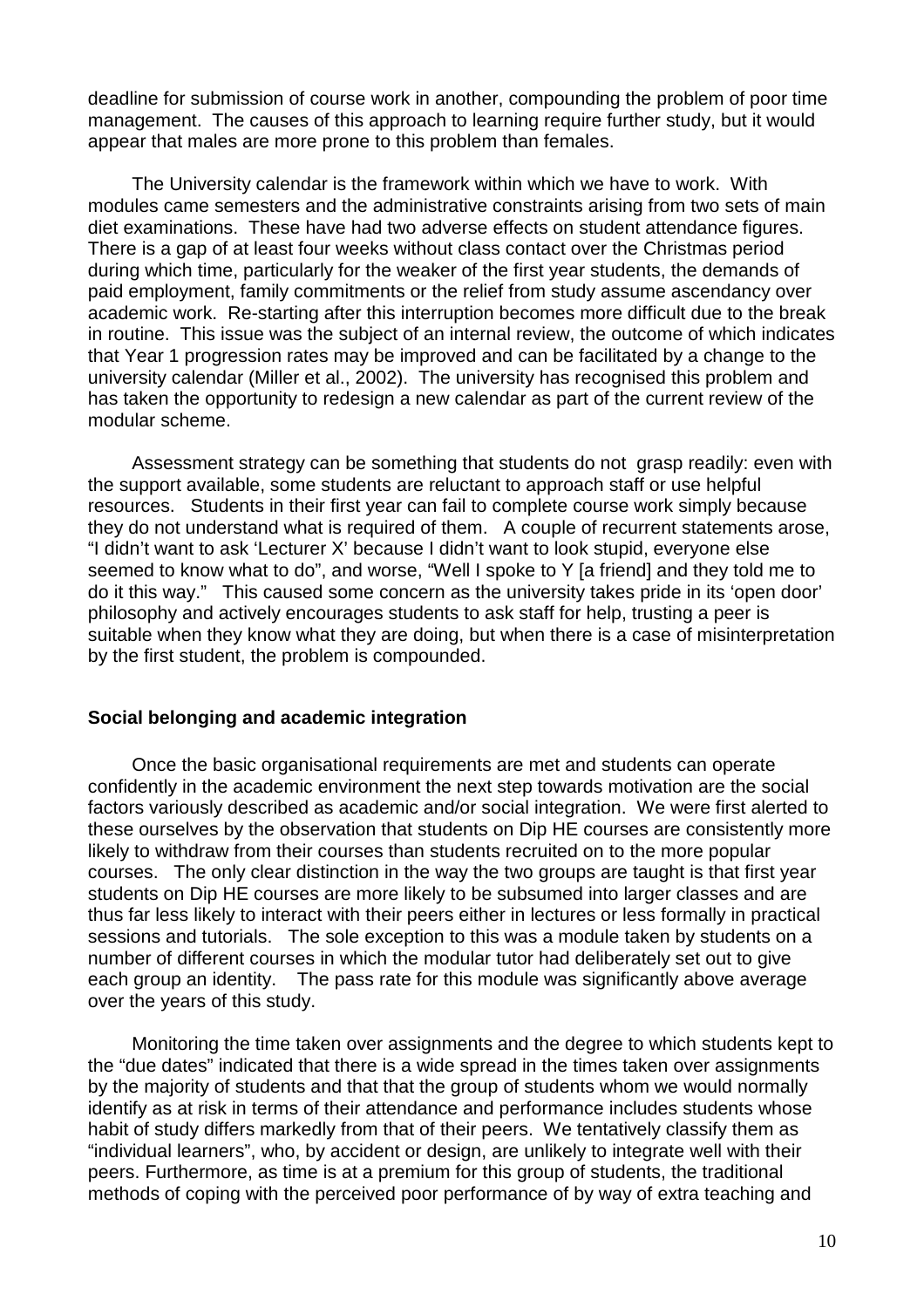deadline for submission of course work in another, compounding the problem of poor time management. The causes of this approach to learning require further study, but it would appear that males are more prone to this problem than females.

The University calendar is the framework within which we have to work. With modules came semesters and the administrative constraints arising from two sets of main diet examinations. These have had two adverse effects on student attendance figures. There is a gap of at least four weeks without class contact over the Christmas period during which time, particularly for the weaker of the first year students, the demands of paid employment, family commitments or the relief from study assume ascendancy over academic work. Re-starting after this interruption becomes more difficult due to the break in routine. This issue was the subject of an internal review, the outcome of which indicates that Year 1 progression rates may be improved and can be facilitated by a change to the university calendar (Miller et al., 2002). The university has recognised this problem and has taken the opportunity to redesign a new calendar as part of the current review of the modular scheme.

Assessment strategy can be something that students do not grasp readily: even with the support available, some students are reluctant to approach staff or use helpful resources. Students in their first year can fail to complete course work simply because they do not understand what is required of them. A couple of recurrent statements arose, "I didn't want to ask 'Lecturer X' because I didn't want to look stupid, everyone else seemed to know what to do", and worse, "Well I spoke to Y [a friend] and they told me to do it this way." This caused some concern as the university takes pride in its 'open door' philosophy and actively encourages students to ask staff for help, trusting a peer is suitable when they know what they are doing, but when there is a case of misinterpretation by the first student, the problem is compounded.

## Social belonging and academic integration

Once the basic organisational requirements are met and students can operate confidently in the academic environment the next step towards motivation are the social factors variously described as academic and/or social integration. We were first alerted to these ourselves by the observation that students on Dip HE courses are consistently more likely to withdraw from their courses than students recruited on to the more popular courses. The only clear distinction in the way the two groups are taught is that first year students on Dip HE courses are more likely to be subsumed into larger classes and are thus far less likely to interact with their peers either in lectures or less formally in practical sessions and tutorials. The sole exception to this was a module taken by students on a number of different courses in which the modular tutor had deliberately set out to give each group an identity. The pass rate for this module was significantly above average over the years of this study.

Monitoring the time taken over assignments and the degree to which students kept to the "due dates" indicated that there is a wide spread in the times taken over assignments by the majority of students and that that the group of students whom we would normally identify as at risk in terms of their attendance and performance includes students whose habit of study differs markedly from that of their peers. We tentatively classify them as "individual learners", who, by accident or design, are unlikely to integrate well with their peers. Furthermore, as time is at a premium for this group of students, the traditional methods of coping with the perceived poor performance of by way of extra teaching and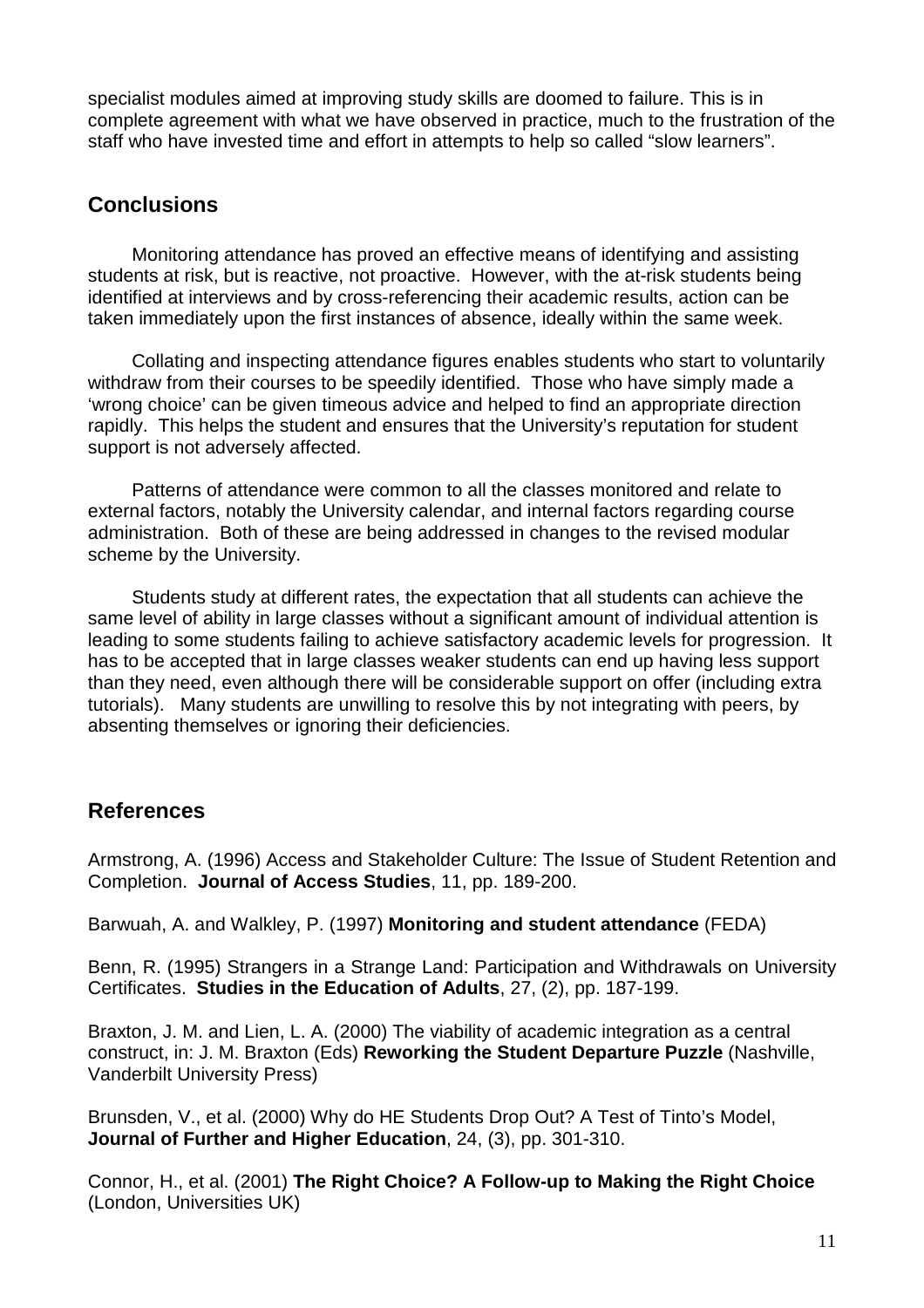specialist modules aimed at improving study skills are doomed to failure. This is in complete agreement with what we have observed in practice, much to the frustration of the staff who have invested time and effort in attempts to help so called "slow learners".

## Conclusions

Monitoring attendance has proved an effective means of identifying and assisting students at risk, but is reactive, not proactive. However, with the at-risk students being identified at interviews and by cross-referencing their academic results, action can be taken immediately upon the first instances of absence, ideally within the same week.

Collating and inspecting attendance figures enables students who start to voluntarily withdraw from their courses to be speedily identified. Those who have simply made a 'wrong choice' can be given timeous advice and helped to find an appropriate direction rapidly. This helps the student and ensures that the University's reputation for student support is not adversely affected.

Patterns of attendance were common to all the classes monitored and relate to external factors, notably the University calendar, and internal factors regarding course administration. Both of these are being addressed in changes to the revised modular scheme by the University.

Students study at different rates, the expectation that all students can achieve the same level of ability in large classes without a significant amount of individual attention is leading to some students failing to achieve satisfactory academic levels for progression. It has to be accepted that in large classes weaker students can end up having less support than they need, even although there will be considerable support on offer (including extra tutorials). Many students are unwilling to resolve this by not integrating with peers, by absenting themselves or ignoring their deficiencies.

## References

Armstrong, A. (1996) Access and Stakeholder Culture: The Issue of Student Retention and Completion. **Journal of Access Studies**, 11, pp. 189-200.

Barwuah, A. and Walkley, P. (1997) **Monitoring and student attendance** (FEDA)

Benn, R. (1995) Strangers in a Strange Land: Participation and Withdrawals on University Certificates. **Studies in the Education of Adults**, 27, (2), pp. 187-199.

Braxton, J. M. and Lien, L. A. (2000) The viability of academic integration as a central construct, in: J. M. Braxton (Eds) **Reworking the Student Departure Puzzle** (Nashville, Vanderbilt University Press)

Brunsden, V., et al. (2000) Why do HE Students Drop Out? A Test of Tinto's Model, **Journal of Further and Higher Education**, 24, (3), pp. 301-310.

Connor, H., et al. (2001) **The Right Choice? A Follow-up to Making the Right Choice** (London, Universities UK)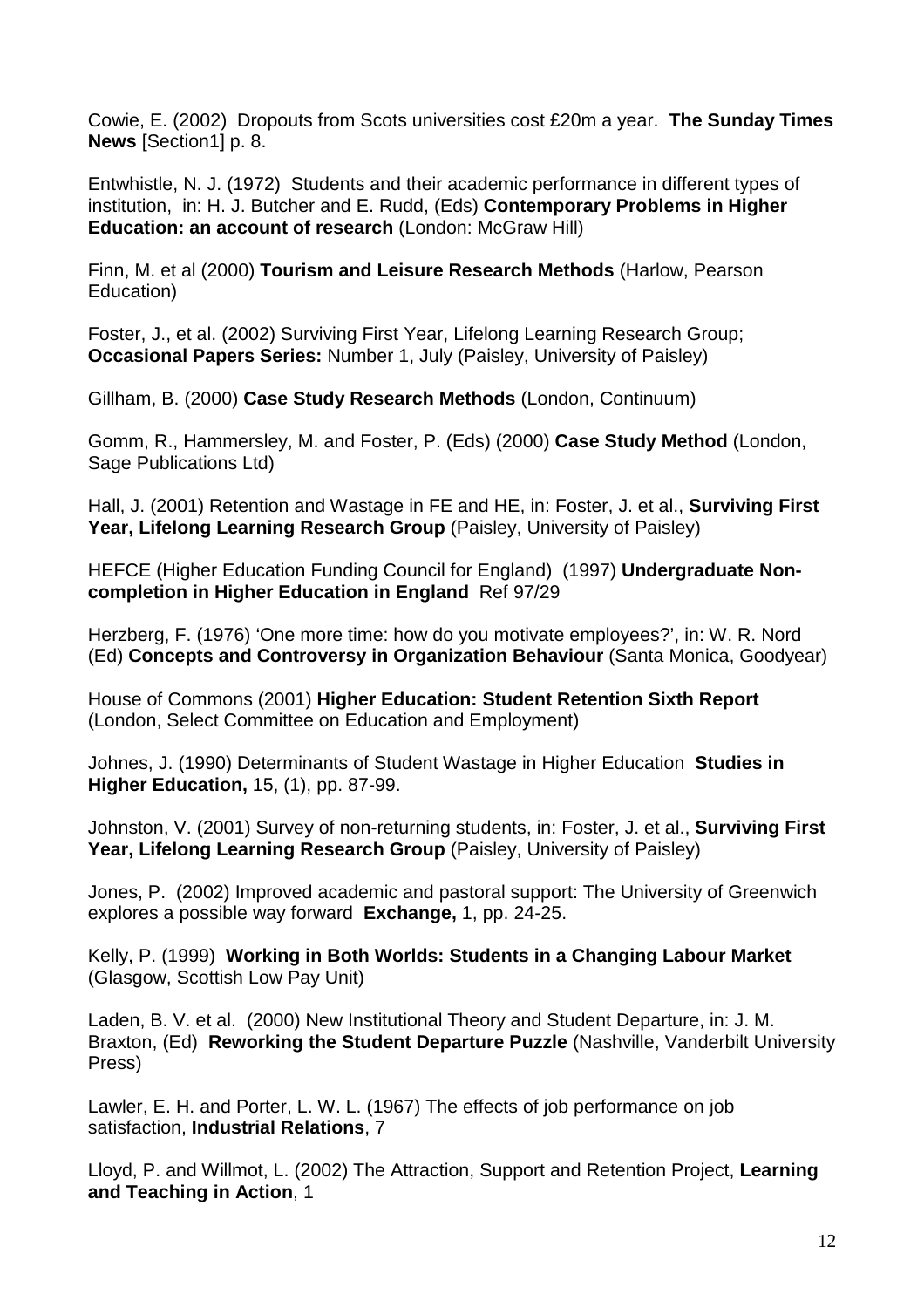Cowie, E. (2002) Dropouts from Scots universities cost £20m a year. **The Sunday Times News** [Section1] p. 8.

Entwhistle, N. J. (1972) Students and their academic performance in different types of institution, in: H. J. Butcher and E. Rudd, (Eds) **Contemporary Problems in Higher Education: an account of research** (London: McGraw Hill)

Finn, M. et al (2000) **Tourism and Leisure Research Methods** (Harlow, Pearson Education)

Foster, J., et al. (2002) Surviving First Year, Lifelong Learning Research Group; **Occasional Papers Series:** Number 1, July (Paisley, University of Paisley)

Gillham, B. (2000) **Case Study Research Methods** (London, Continuum)

Gomm, R., Hammersley, M. and Foster, P. (Eds) (2000) **Case Study Method** (London, Sage Publications Ltd)

Hall, J. (2001) Retention and Wastage in FE and HE, in: Foster, J. et al., **Surviving First Year, Lifelong Learning Research Group** (Paisley, University of Paisley)

HEFCE (Higher Education Funding Council for England) (1997) **Undergraduate Non-completion in Higher Education in England** Ref 97/29

Herzberg, F. (1976) 'One more time: how do you motivate employees?', in: W. R. Nord (Ed) **Concepts and Controversy in Organization Behaviour** (Santa Monica, Goodyear)

House of Commons (2001) **Higher Education: Student Retention Sixth Report** (London, Select Committee on Education and Employment)

Johnes, J. (1990) Determinants of Student Wastage in Higher Education **Studies in Higher Education,** 15, (1), pp. 87-99.

Johnston, V. (2001) Survey of non-returning students, in: Foster, J. et al., **Surviving First Year, Lifelong Learning Research Group** (Paisley, University of Paisley)

Jones, P. (2002) Improved academic and pastoral support: The University of Greenwich explores a possible way forward **Exchange,** 1, pp. 24-25.

Kelly, P. (1999) **Working in Both Worlds: Students in a Changing Labour Market** (Glasgow, Scottish Low Pay Unit)

Laden, B. V. et al. (2000) New Institutional Theory and Student Departure, in: J. M. Braxton, (Ed) **Reworking the Student Departure Puzzle** (Nashville, Vanderbilt University Press)

Lawler, E. H. and Porter, L. W. L. (1967) The effects of job performance on job satisfaction, **Industrial Relations**, 7

Lloyd, P. and Willmot, L. (2002) The Attraction, Support and Retention Project, **Learning and Teaching in Action**, 1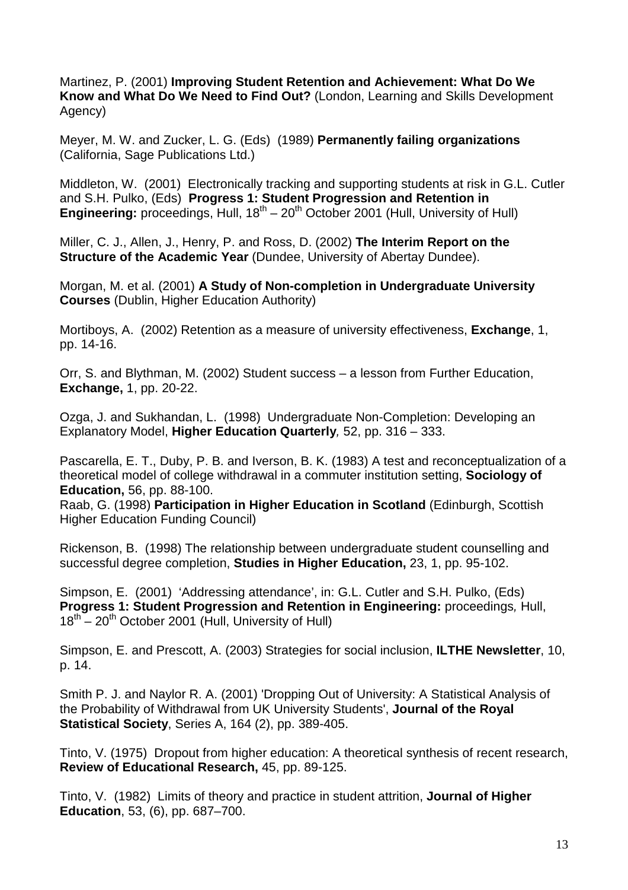Martinez, P. (2001) **Improving Student Retention and Achievement: What Do We Know and What Do We Need to Find Out?** (London, Learning and Skills Development Agency)

Meyer, M. W. and Zucker, L. G. (Eds) (1989) **Permanently failing organizations** (California, Sage Publications Ltd.)

Middleton, W. (2001) Electronically tracking and supporting students at risk in G.L. Cutler and S.H. Pulko, (Eds) **Progress 1: Student Progression and Retention in Engineering:** proceedings, Hull, 18th – 20th October 2001 (Hull, University of Hull)

Miller, C. J., Allen, J., Henry, P. and Ross, D. (2002) **The Interim Report on the Structure of the Academic Year** (Dundee, University of Abertay Dundee).

Morgan, M. et al. (2001) **A Study of Non-completion in Undergraduate University Courses** (Dublin, Higher Education Authority)

Mortiboys, A. (2002) Retention as a measure of university effectiveness, **Exchange**, 1, pp. 14-16.

Orr, S. and Blythman, M. (2002) Student success – a lesson from Further Education, **Exchange,** 1, pp. 20-22.

Ozga, J. and Sukhandan, L. (1998) Undergraduate Non-Completion: Developing an Explanatory Model, **Higher Education Quarterly***,* 52, pp. 316 – 333.

Pascarella, E. T., Duby, P. B. and Iverson, B. K. (1983) A test and reconceptualization of a theoretical model of college withdrawal in a commuter institution setting, **Sociology of Education,** 56, pp. 88-100.

Raab, G. (1998) **Participation in Higher Education in Scotland** (Edinburgh, Scottish Higher Education Funding Council)

Rickenson, B. (1998) The relationship between undergraduate student counselling and successful degree completion, **Studies in Higher Education,** 23, 1, pp. 95-102.

Simpson, E. (2001) 'Addressing attendance', in: G.L. Cutler and S.H. Pulko, (Eds) **Progress 1: Student Progression and Retention in Engineering:** proceedings*,* Hull, 18th – 20th October 2001 (Hull, University of Hull)

Simpson, E. and Prescott, A. (2003) Strategies for social inclusion, **ILTHE Newsletter**, 10, p. 14.

Smith P. J. and Naylor R. A. (2001) 'Dropping Out of University: A Statistical Analysis of the Probability of Withdrawal from UK University Students', **Journal of the Royal Statistical Society**, Series A, 164 (2), pp. 389-405.

Tinto, V. (1975) Dropout from higher education: A theoretical synthesis of recent research, **Review of Educational Research,** 45, pp. 89-125.

Tinto, V. (1982) Limits of theory and practice in student attrition, **Journal of Higher Education**, 53, (6), pp. 687–700.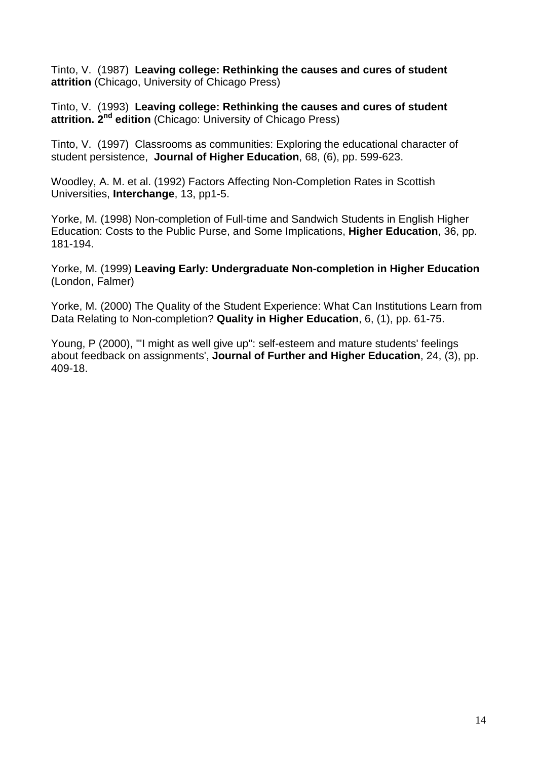Tinto, V. (1987) **Leaving college: Rethinking the causes and cures of student attrition** (Chicago, University of Chicago Press)

Tinto, V. (1993) **Leaving college: Rethinking the causes and cures of student attrition. 2nd edition** (Chicago: University of Chicago Press)

Tinto, V. (1997) Classrooms as communities: Exploring the educational character of student persistence, **Journal of Higher Education**, 68, (6), pp. 599-623.

Woodley, A. M. et al. (1992) Factors Affecting Non-Completion Rates in Scottish Universities, **Interchange**, 13, pp1-5.

Yorke, M. (1998) Non-completion of Full-time and Sandwich Students in English Higher Education: Costs to the Public Purse, and Some Implications, **Higher Education**, 36, pp. 181-194.

Yorke, M. (1999) **Leaving Early: Undergraduate Non-completion in Higher Education** (London, Falmer)

Yorke, M. (2000) The Quality of the Student Experience: What Can Institutions Learn from Data Relating to Non-completion? **Quality in Higher Education**, 6, (1), pp. 61-75.

Young, P (2000), '"I might as well give up": self-esteem and mature students' feelings about feedback on assignments', **Journal of Further and Higher Education**, 24, (3), pp. 409-18.